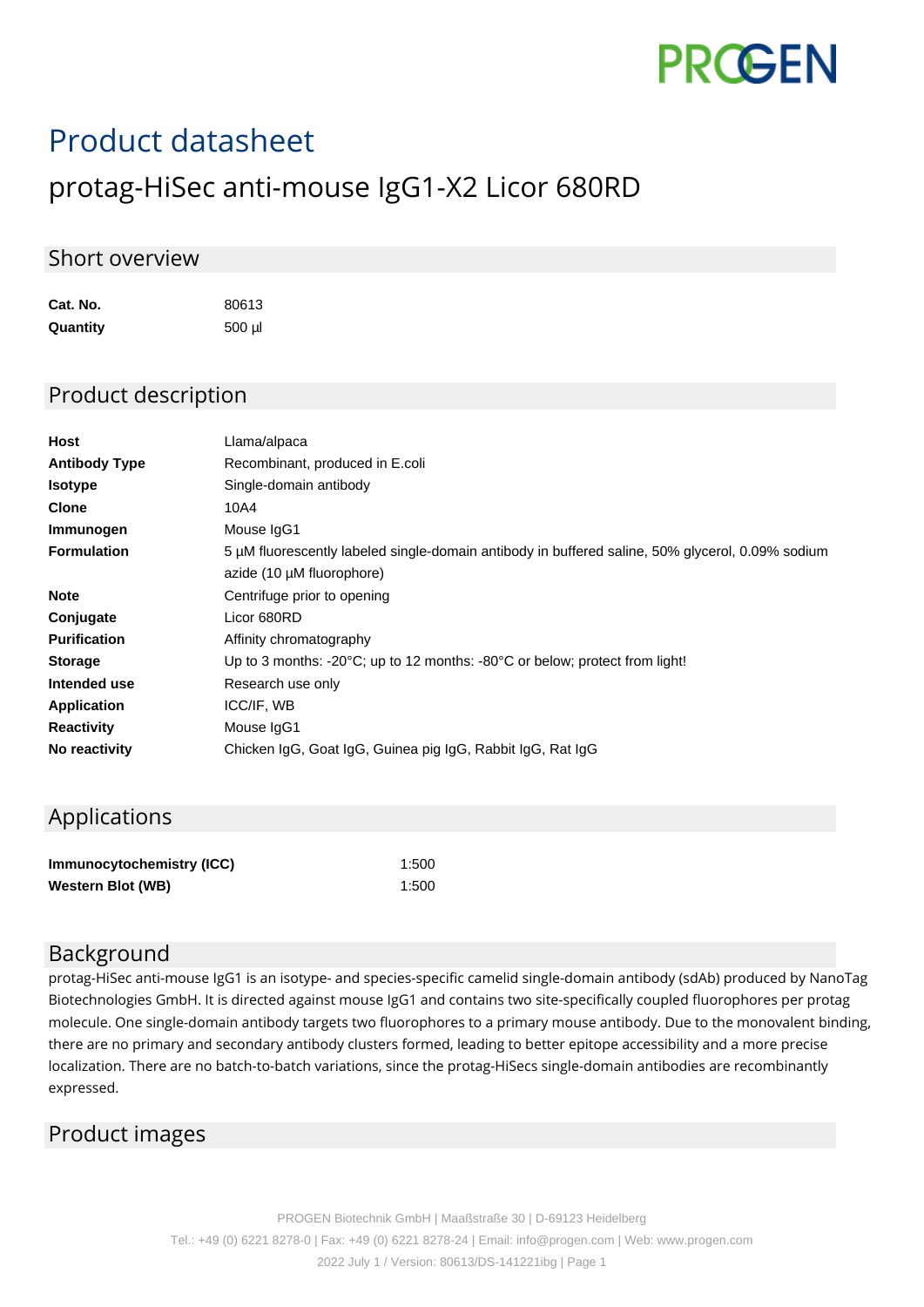# Product datasheet

## protag-HiSec anti-mouse IgG1-X2 Licor 680RD

### Short overview

| | |
|---|---|
| **Cat. No.** | 80613 |
| **Quantity** | 500 µl |

### Product description

| | |
|---|---|
| **Host** | Llama/alpaca |
| **Antibody Type** | Recombinant, produced in E.coli |
| **Isotype** | Single-domain antibody |
| **Clone** | 10A4 |
| **Immunogen** | Mouse IgG1 |
| **Formulation** | 5 µM fluorescently labeled single-domain antibody in buffered saline, 50% glycerol, 0.09% sodium azide (10 µM fluorophore) |
| **Note** | Centrifuge prior to opening |
| **Conjugate** | Licor 680RD |
| **Purification** | Affinity chromatography |
| **Storage** | Up to 3 months: -20°C; up to 12 months: -80°C or below; protect from light! |
| **Intended use** | Research use only |
| **Application** | ICC/IF, WB |
| **Reactivity** | Mouse IgG1 |
| **No reactivity** | Chicken IgG, Goat IgG, Guinea pig IgG, Rabbit IgG, Rat IgG |

### Applications

| | |
|---|---|
| **Immunocytochemistry (ICC)** | 1:500 |
| **Western Blot (WB)** | 1:500 |

### Background

protag-HiSec anti-mouse IgG1 is an isotype- and species-specific camelid single-domain antibody (sdAb) produced by NanoTag Biotechnologies GmbH. It is directed against mouse IgG1 and contains two site-specifically coupled fluorophores per protag molecule. One single-domain antibody targets two fluorophores to a primary mouse antibody. Due to the monovalent binding, there are no primary and secondary antibody clusters formed, leading to better epitope accessibility and a more precise localization. There are no batch-to-batch variations, since the protag-HiSecs single-domain antibodies are recombinantly expressed.

### Product images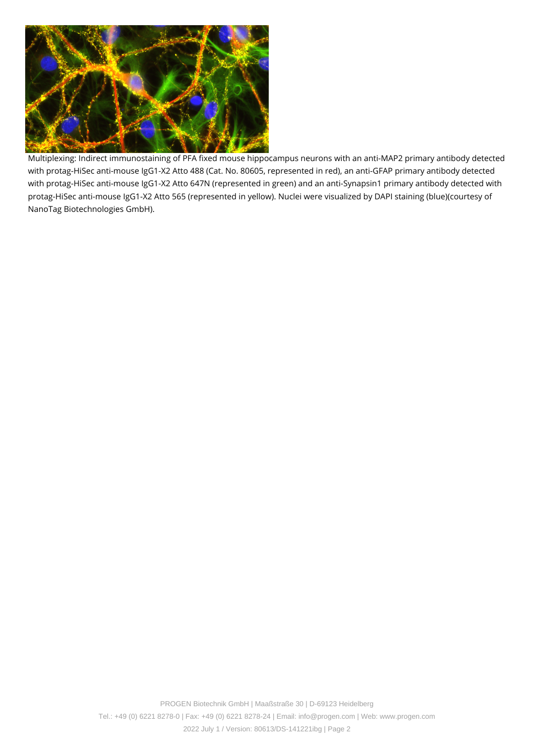Multiplexing: Indirect immunostaining of PFA fixed mouse hippocampus neurons with an anti-MAP2 primary antibody detected with protag-HiSec anti-mouse IgG1-X2 Atto 488 (Cat. No. 80605, represented in red), an anti-GFAP primary antibody detected with protag-HiSec anti-mouse IgG1-X2 Atto 647N (represented in green) and an anti-Synapsin1 primary antibody detected with protag-HiSec anti-mouse IgG1-X2 Atto 565 (represented in yellow). Nuclei were visualized by DAPI staining (blue)(courtesy of NanoTag Biotechnologies GmbH).